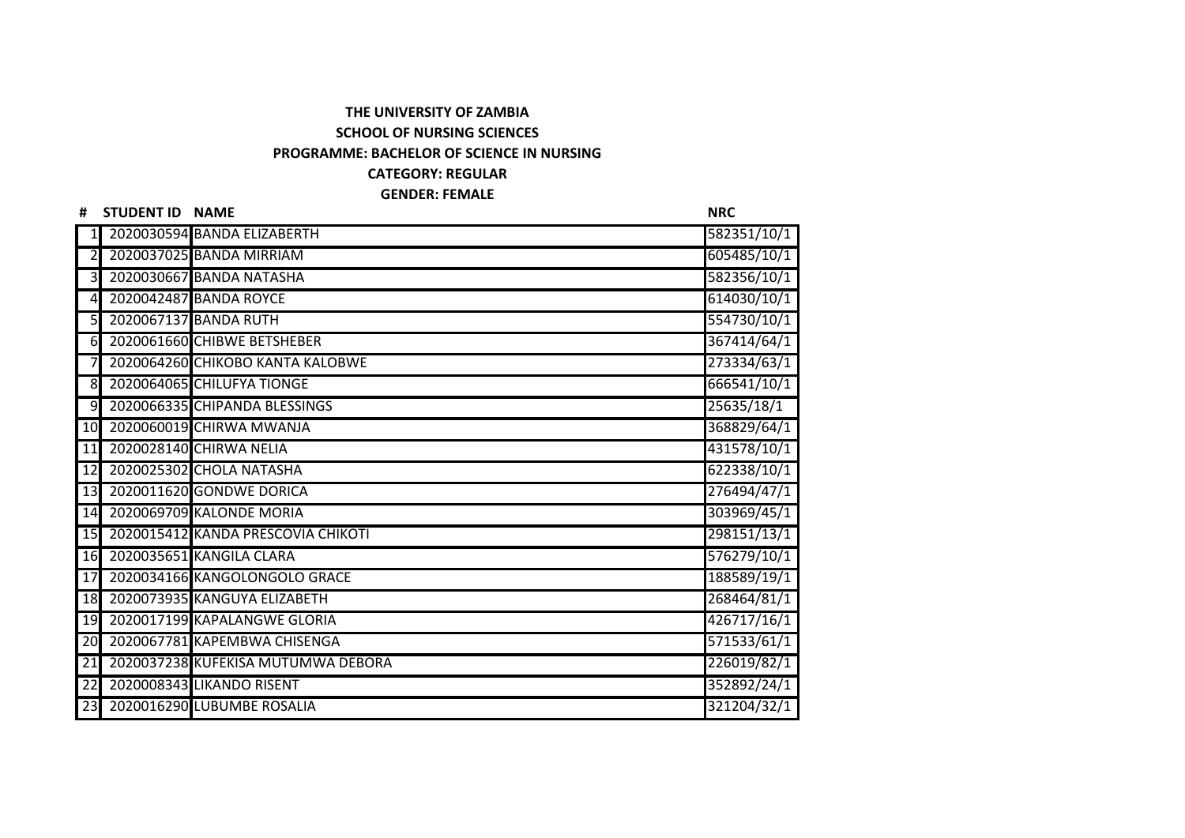**THE UNIVERSITY OF ZAMBIA**

**SCHOOL OF NURSING SCIENCES**

**PROGRAMME: BACHELOR OF SCIENCE IN NURSING**

**CATEGORY: REGULAR**

**GENDER: FEMALE**

| # | STUDENT ID | NAME | NRC |
|---|---|---|---|
| 1 | 2020030594 | BANDA ELIZABERTH | 582351/10/1 |
| 2 | 2020037025 | BANDA MIRRIAM | 605485/10/1 |
| 3 | 2020030667 | BANDA NATASHA | 582356/10/1 |
| 4 | 2020042487 | BANDA ROYCE | 614030/10/1 |
| 5 | 2020067137 | BANDA RUTH | 554730/10/1 |
| 6 | 2020061660 | CHIBWE BETSHEBER | 367414/64/1 |
| 7 | 2020064260 | CHIKOBO KANTA KALOBWE | 273334/63/1 |
| 8 | 2020064065 | CHILUFYA TIONGE | 666541/10/1 |
| 9 | 2020066335 | CHIPANDA BLESSINGS | 25635/18/1 |
| 10 | 2020060019 | CHIRWA MWANJA | 368829/64/1 |
| 11 | 2020028140 | CHIRWA NELIA | 431578/10/1 |
| 12 | 2020025302 | CHOLA NATASHA | 622338/10/1 |
| 13 | 2020011620 | GONDWE DORICA | 276494/47/1 |
| 14 | 2020069709 | KALONDE MORIA | 303969/45/1 |
| 15 | 2020015412 | KANDA PRESCOVIA CHIKOTI | 298151/13/1 |
| 16 | 2020035651 | KANGILA CLARA | 576279/10/1 |
| 17 | 2020034166 | KANGOLONGOLO GRACE | 188589/19/1 |
| 18 | 2020073935 | KANGUYA ELIZABETH | 268464/81/1 |
| 19 | 2020017199 | KAPALANGWE GLORIA | 426717/16/1 |
| 20 | 2020067781 | KAPEMBWA CHISENGA | 571533/61/1 |
| 21 | 2020037238 | KUFEKISA MUTUMWA DEBORA | 226019/82/1 |
| 22 | 2020008343 | LIKANDO RISENT | 352892/24/1 |
| 23 | 2020016290 | LUBUMBE ROSALIA | 321204/32/1 |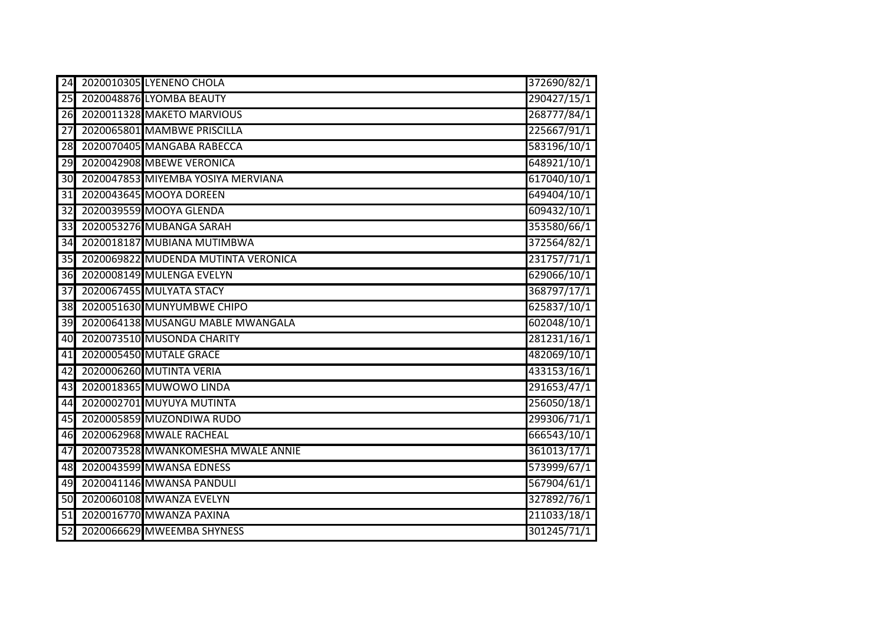| | | | |
|---|---|---|---|
| 24 | 2020010305 | LYENENO CHOLA | 372690/82/1 |
| 25 | 2020048876 | LYOMBA BEAUTY | 290427/15/1 |
| 26 | 2020011328 | MAKETO MARVIOUS | 268777/84/1 |
| 27 | 2020065801 | MAMBWE PRISCILLA | 225667/91/1 |
| 28 | 2020070405 | MANGABA RABECCA | 583196/10/1 |
| 29 | 2020042908 | MBEWE VERONICA | 648921/10/1 |
| 30 | 2020047853 | MIYEMBA YOSIYA MERVIANA | 617040/10/1 |
| 31 | 2020043645 | MOOYA DOREEN | 649404/10/1 |
| 32 | 2020039559 | MOOYA GLENDA | 609432/10/1 |
| 33 | 2020053276 | MUBANGA SARAH | 353580/66/1 |
| 34 | 2020018187 | MUBIANA MUTIMBWA | 372564/82/1 |
| 35 | 2020069822 | MUDENDA MUTINTA VERONICA | 231757/71/1 |
| 36 | 2020008149 | MULENGA EVELYN | 629066/10/1 |
| 37 | 2020067455 | MULYATA STACY | 368797/17/1 |
| 38 | 2020051630 | MUNYUMBWE CHIPO | 625837/10/1 |
| 39 | 2020064138 | MUSANGU MABLE MWANGALA | 602048/10/1 |
| 40 | 2020073510 | MUSONDA CHARITY | 281231/16/1 |
| 41 | 2020005450 | MUTALE GRACE | 482069/10/1 |
| 42 | 2020006260 | MUTINTA VERIA | 433153/16/1 |
| 43 | 2020018365 | MUWOWO LINDA | 291653/47/1 |
| 44 | 2020002701 | MUYUYA MUTINTA | 256050/18/1 |
| 45 | 2020005859 | MUZONDIWA RUDO | 299306/71/1 |
| 46 | 2020062968 | MWALE RACHEAL | 666543/10/1 |
| 47 | 2020073528 | MWANKOMESHA MWALE ANNIE | 361013/17/1 |
| 48 | 2020043599 | MWANSA EDNESS | 573999/67/1 |
| 49 | 2020041146 | MWANSA PANDULI | 567904/61/1 |
| 50 | 2020060108 | MWANZA EVELYN | 327892/76/1 |
| 51 | 2020016770 | MWANZA PAXINA | 211033/18/1 |
| 52 | 2020066629 | MWEEMBA SHYNESS | 301245/71/1 |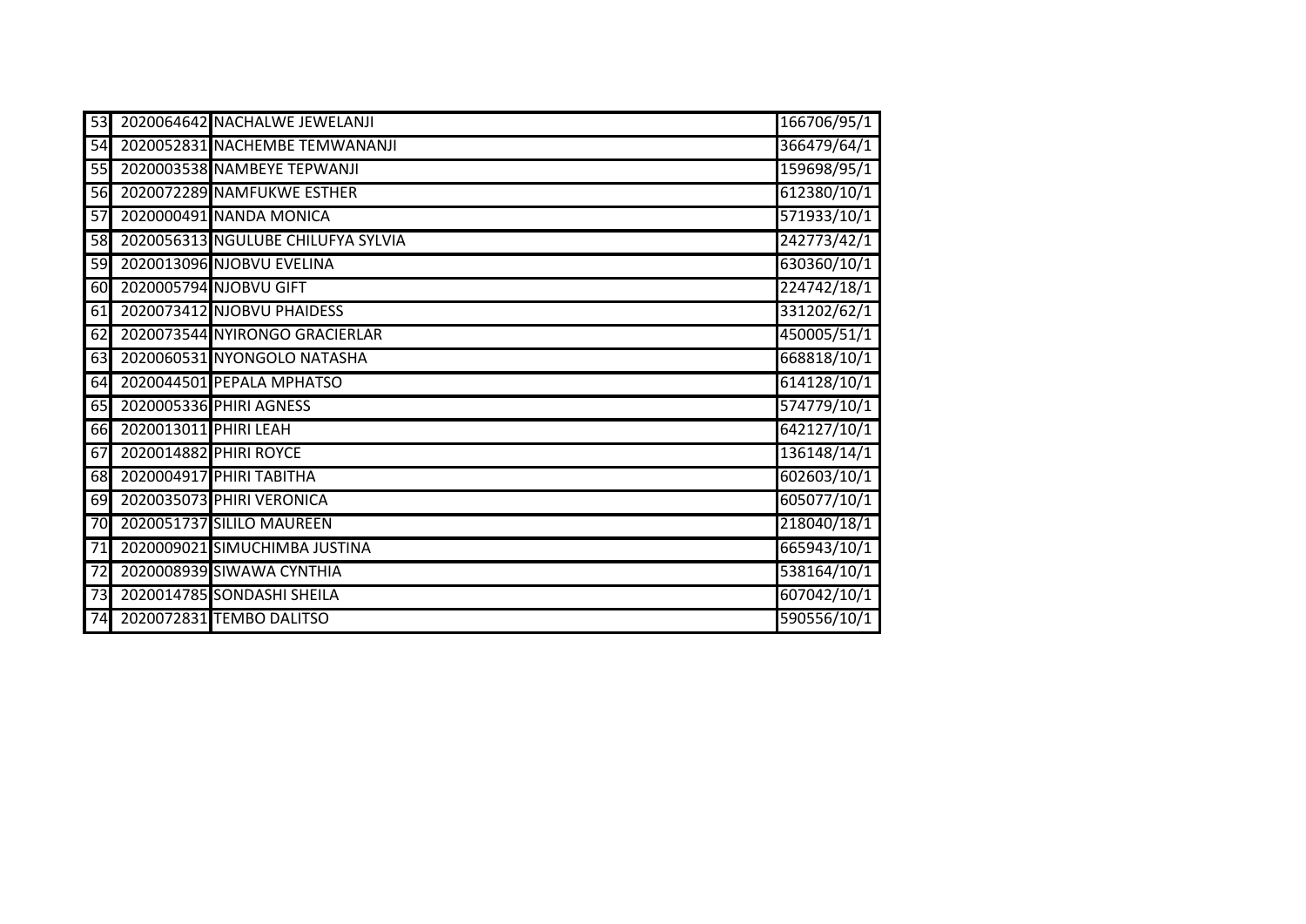| | | | |
|---|---|---|---|
| 53 | 2020064642 | NACHALWE JEWELANJI | 166706/95/1 |
| 54 | 2020052831 | NACHEMBE TEMWANANJI | 366479/64/1 |
| 55 | 2020003538 | NAMBEYE TEPWANJI | 159698/95/1 |
| 56 | 2020072289 | NAMFUKWE ESTHER | 612380/10/1 |
| 57 | 2020000491 | NANDA MONICA | 571933/10/1 |
| 58 | 2020056313 | NGULUBE CHILUFYA SYLVIA | 242773/42/1 |
| 59 | 2020013096 | NJOBVU EVELINA | 630360/10/1 |
| 60 | 2020005794 | NJOBVU GIFT | 224742/18/1 |
| 61 | 2020073412 | NJOBVU PHAIDESS | 331202/62/1 |
| 62 | 2020073544 | NYIRONGO GRACIERLAR | 450005/51/1 |
| 63 | 2020060531 | NYONGOLO NATASHA | 668818/10/1 |
| 64 | 2020044501 | PEPALA MPHATSO | 614128/10/1 |
| 65 | 2020005336 | PHIRI AGNESS | 574779/10/1 |
| 66 | 2020013011 | PHIRI LEAH | 642127/10/1 |
| 67 | 2020014882 | PHIRI ROYCE | 136148/14/1 |
| 68 | 2020004917 | PHIRI TABITHA | 602603/10/1 |
| 69 | 2020035073 | PHIRI VERONICA | 605077/10/1 |
| 70 | 2020051737 | SILILO MAUREEN | 218040/18/1 |
| 71 | 2020009021 | SIMUCHIMBA JUSTINA | 665943/10/1 |
| 72 | 2020008939 | SIWAWA CYNTHIA | 538164/10/1 |
| 73 | 2020014785 | SONDASHI SHEILA | 607042/10/1 |
| 74 | 2020072831 | TEMBO DALITSO | 590556/10/1 |